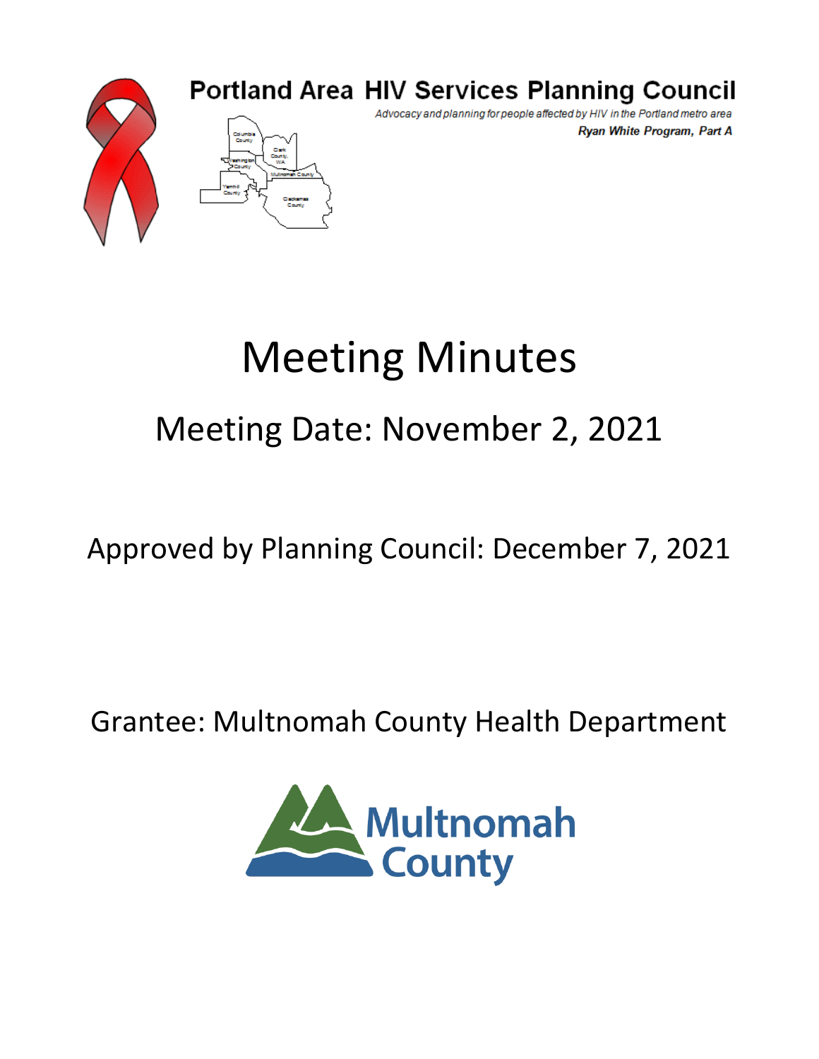# Portland Area HIV Services Planning Council

*Advocacy and planning for people affected by HIV in the Portland metro area*

***Ryan White Program, Part A***

# Meeting Minutes

## Meeting Date: November 2, 2021

Approved by Planning Council: December 7, 2021

Grantee: Multnomah County Health Department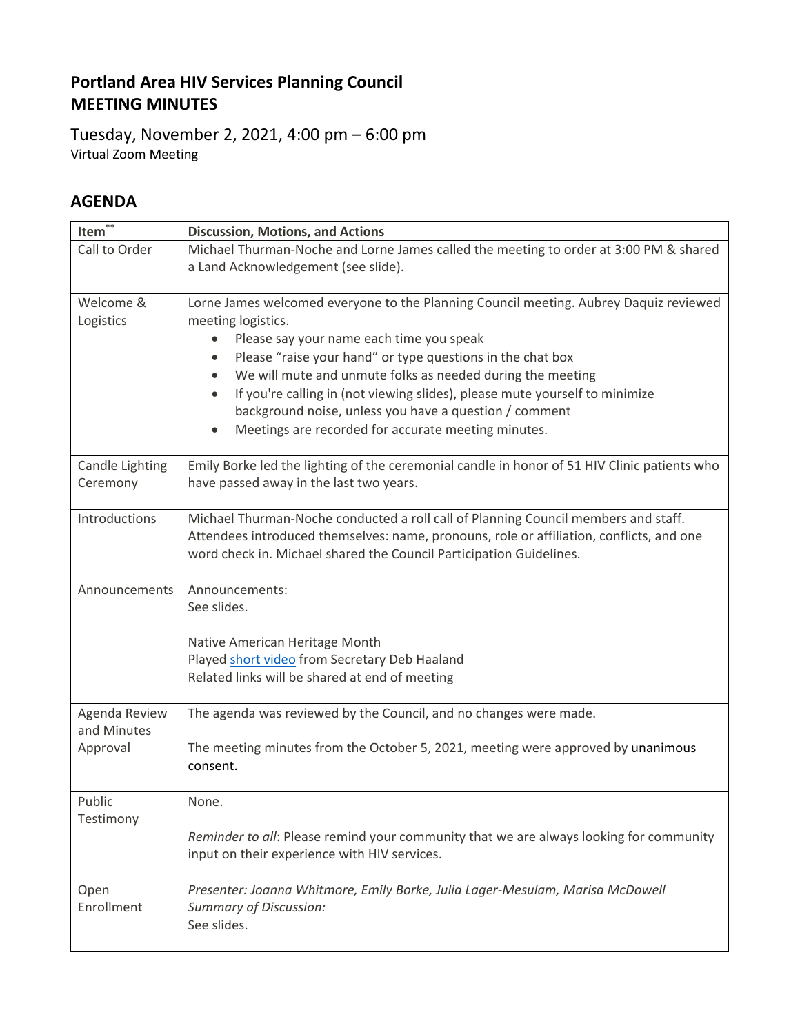# Portland Area HIV Services Planning Council
# MEETING MINUTES

## Tuesday, November 2, 2021, 4:00 pm – 6:00 pm
Virtual Zoom Meeting

---

## AGENDA

| Item** | Discussion, Motions, and Actions |
|---|---|
| Call to Order | Michael Thurman-Noche and Lorne James called the meeting to order at 3:00 PM & shared a Land Acknowledgement (see slide). |
| Welcome & Logistics | Lorne James welcomed everyone to the Planning Council meeting. Aubrey Daquiz reviewed meeting logistics.<br>• Please say your name each time you speak<br>• Please "raise your hand" or type questions in the chat box<br>• We will mute and unmute folks as needed during the meeting<br>• If you're calling in (not viewing slides), please mute yourself to minimize background noise, unless you have a question / comment<br>• Meetings are recorded for accurate meeting minutes. |
| Candle Lighting Ceremony | Emily Borke led the lighting of the ceremonial candle in honor of 51 HIV Clinic patients who have passed away in the last two years. |
| Introductions | Michael Thurman-Noche conducted a roll call of Planning Council members and staff. Attendees introduced themselves: name, pronouns, role or affiliation, conflicts, and one word check in. Michael shared the Council Participation Guidelines. |
| Announcements | Announcements:<br>See slides.<br><br>Native American Heritage Month<br>Played short video from Secretary Deb Haaland<br>Related links will be shared at end of meeting |
| Agenda Review and Minutes Approval | The agenda was reviewed by the Council, and no changes were made.<br><br>The meeting minutes from the October 5, 2021, meeting were approved by unanimous consent. |
| Public Testimony | None.<br><br>*Reminder to all*: Please remind your community that we are always looking for community input on their experience with HIV services. |
| Open Enrollment | *Presenter: Joanna Whitmore, Emily Borke, Julia Lager-Mesulam, Marisa McDowell*<br>*Summary of Discussion:*<br>See slides. |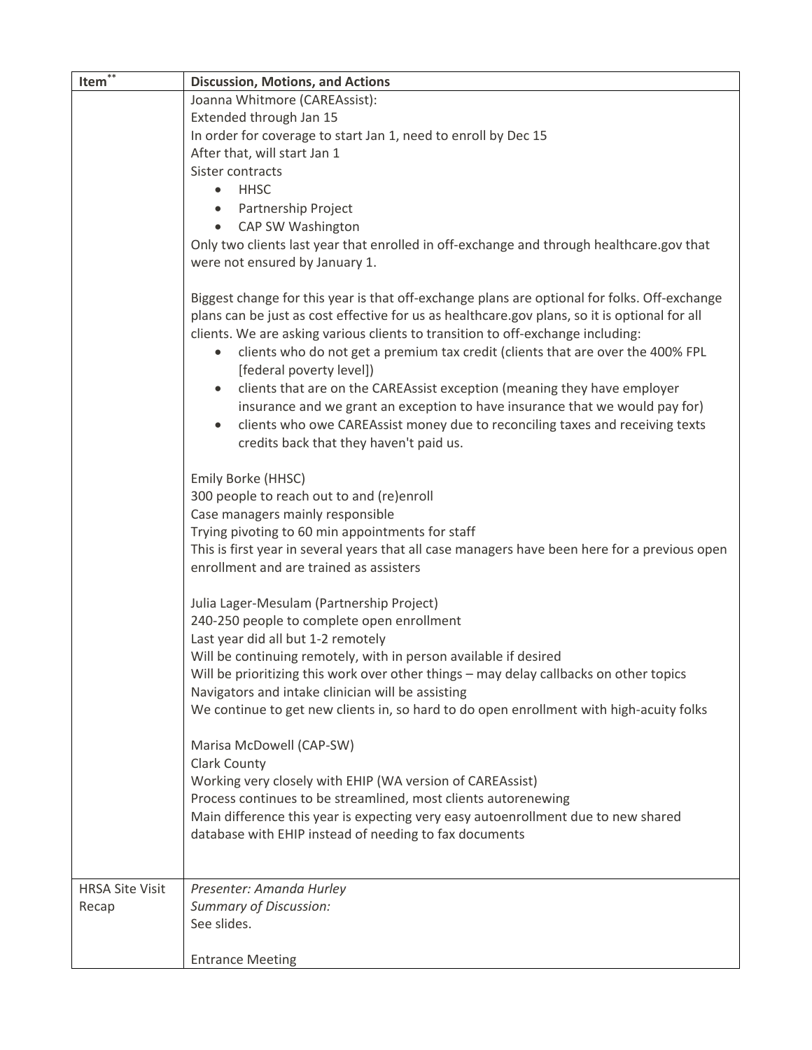| Item** | Discussion, Motions, and Actions |
|---|---|
| | Joanna Whitmore (CAREAssist):<br>Extended through Jan 15<br>In order for coverage to start Jan 1, need to enroll by Dec 15<br>After that, will start Jan 1<br>Sister contracts<br>• HHSC<br>• Partnership Project<br>• CAP SW Washington<br>Only two clients last year that enrolled in off-exchange and through healthcare.gov that were not ensured by January 1.<br><br>Biggest change for this year is that off-exchange plans are optional for folks. Off-exchange plans can be just as cost effective for us as healthcare.gov plans, so it is optional for all clients. We are asking various clients to transition to off-exchange including:<br>• clients who do not get a premium tax credit (clients that are over the 400% FPL [federal poverty level])<br>• clients that are on the CAREAssist exception (meaning they have employer insurance and we grant an exception to have insurance that we would pay for)<br>• clients who owe CAREAssist money due to reconciling taxes and receiving texts credits back that they haven't paid us.<br><br>Emily Borke (HHSC)<br>300 people to reach out to and (re)enroll<br>Case managers mainly responsible<br>Trying pivoting to 60 min appointments for staff<br>This is first year in several years that all case managers have been here for a previous open enrollment and are trained as assisters<br><br>Julia Lager-Mesulam (Partnership Project)<br>240-250 people to complete open enrollment<br>Last year did all but 1-2 remotely<br>Will be continuing remotely, with in person available if desired<br>Will be prioritizing this work over other things – may delay callbacks on other topics<br>Navigators and intake clinician will be assisting<br>We continue to get new clients in, so hard to do open enrollment with high-acuity folks<br><br>Marisa McDowell (CAP-SW)<br>Clark County<br>Working very closely with EHIP (WA version of CAREAssist)<br>Process continues to be streamlined, most clients autorenewing<br>Main difference this year is expecting very easy autoenrollment due to new shared database with EHIP instead of needing to fax documents |
| HRSA Site Visit Recap | *Presenter: Amanda Hurley*<br>*Summary of Discussion:*<br>See slides.<br><br>Entrance Meeting |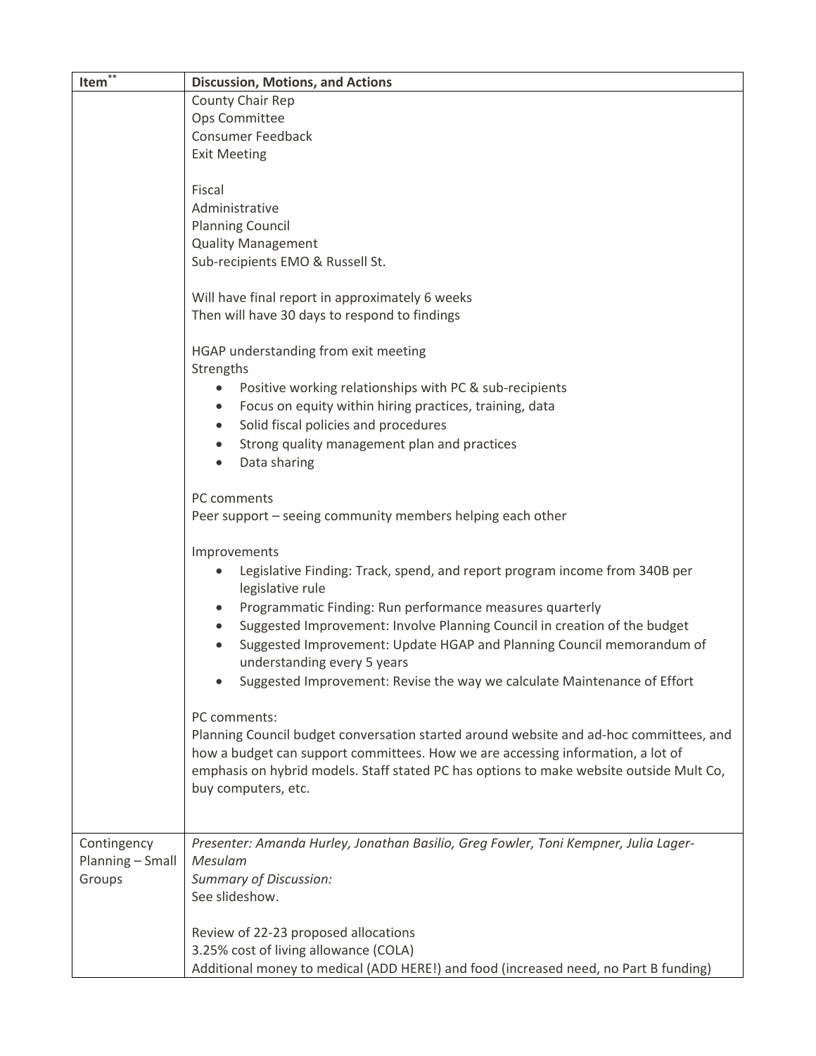| Item** | Discussion, Motions, and Actions |
|---|---|
| | County Chair Rep<br>Ops Committee<br>Consumer Feedback<br>Exit Meeting<br><br>Fiscal<br>Administrative<br>Planning Council<br>Quality Management<br>Sub-recipients EMO & Russell St.<br><br>Will have final report in approximately 6 weeks<br>Then will have 30 days to respond to findings<br><br>HGAP understanding from exit meeting<br>Strengths<br>• Positive working relationships with PC & sub-recipients<br>• Focus on equity within hiring practices, training, data<br>• Solid fiscal policies and procedures<br>• Strong quality management plan and practices<br>• Data sharing<br><br>PC comments<br>Peer support – seeing community members helping each other<br><br>Improvements<br>• Legislative Finding: Track, spend, and report program income from 340B per legislative rule<br>• Programmatic Finding: Run performance measures quarterly<br>• Suggested Improvement: Involve Planning Council in creation of the budget<br>• Suggested Improvement: Update HGAP and Planning Council memorandum of understanding every 5 years<br>• Suggested Improvement: Revise the way we calculate Maintenance of Effort<br><br>PC comments:<br>Planning Council budget conversation started around website and ad-hoc committees, and how a budget can support committees. How we are accessing information, a lot of emphasis on hybrid models. Staff stated PC has options to make website outside Mult Co, buy computers, etc. |
| Contingency Planning – Small Groups | *Presenter: Amanda Hurley, Jonathan Basilio, Greg Fowler, Toni Kempner, Julia Lager-Mesulam*<br>*Summary of Discussion:*<br>See slideshow.<br><br>Review of 22-23 proposed allocations<br>3.25% cost of living allowance (COLA)<br>Additional money to medical (ADD HERE!) and food (increased need, no Part B funding) |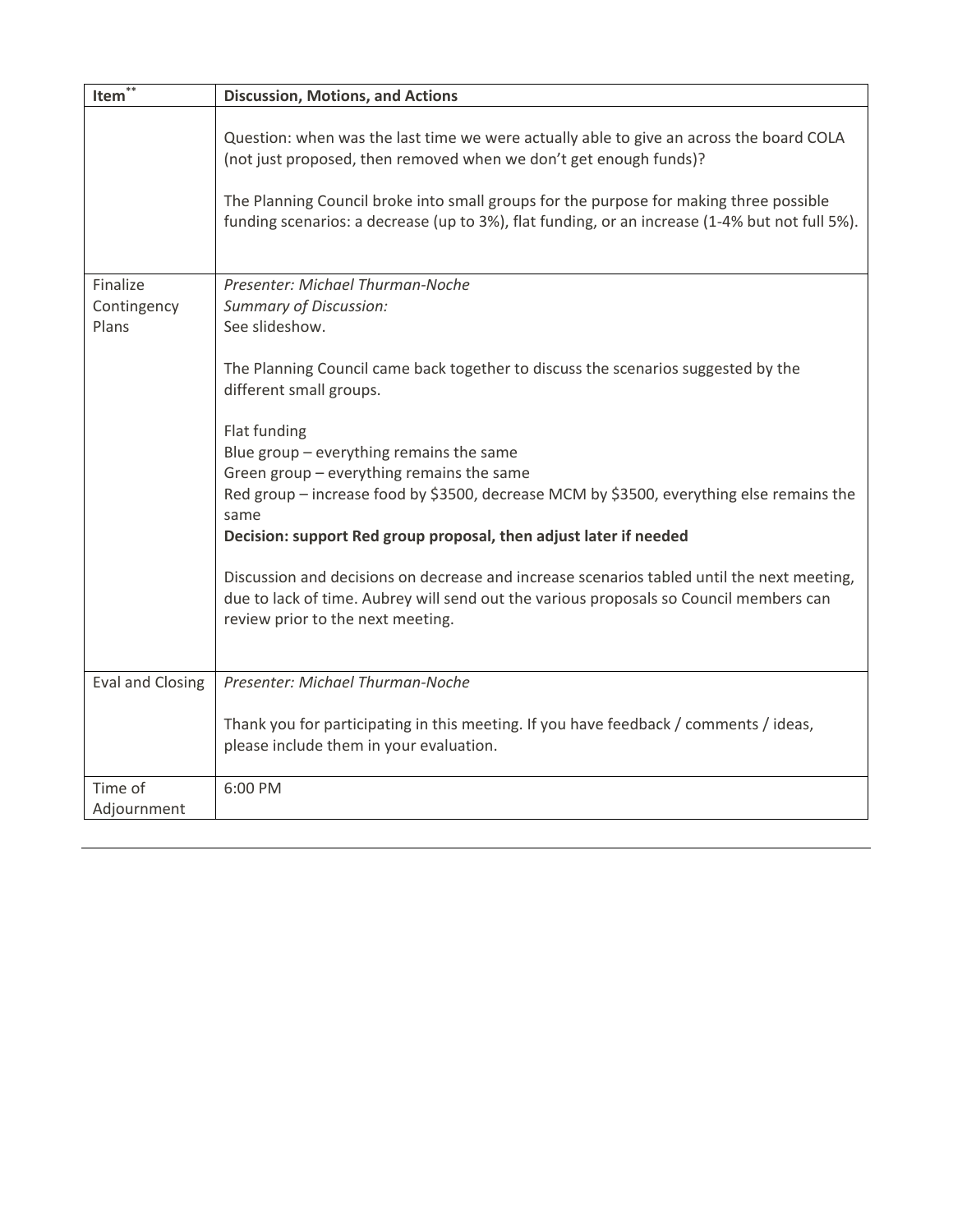| Item** | Discussion, Motions, and Actions |
| --- | --- |
| | Question: when was the last time we were actually able to give an across the board COLA (not just proposed, then removed when we don't get enough funds)?<br><br>The Planning Council broke into small groups for the purpose for making three possible funding scenarios: a decrease (up to 3%), flat funding, or an increase (1-4% but not full 5%). |
| Finalize Contingency Plans | *Presenter: Michael Thurman-Noche*<br>*Summary of Discussion:*<br>See slideshow.<br><br>The Planning Council came back together to discuss the scenarios suggested by the different small groups.<br><br>Flat funding<br>Blue group – everything remains the same<br>Green group – everything remains the same<br>Red group – increase food by $3500, decrease MCM by $3500, everything else remains the same<br>**Decision: support Red group proposal, then adjust later if needed**<br><br>Discussion and decisions on decrease and increase scenarios tabled until the next meeting, due to lack of time. Aubrey will send out the various proposals so Council members can review prior to the next meeting. |
| Eval and Closing | *Presenter: Michael Thurman-Noche*<br><br>Thank you for participating in this meeting. If you have feedback / comments / ideas, please include them in your evaluation. |
| Time of Adjournment | 6:00 PM |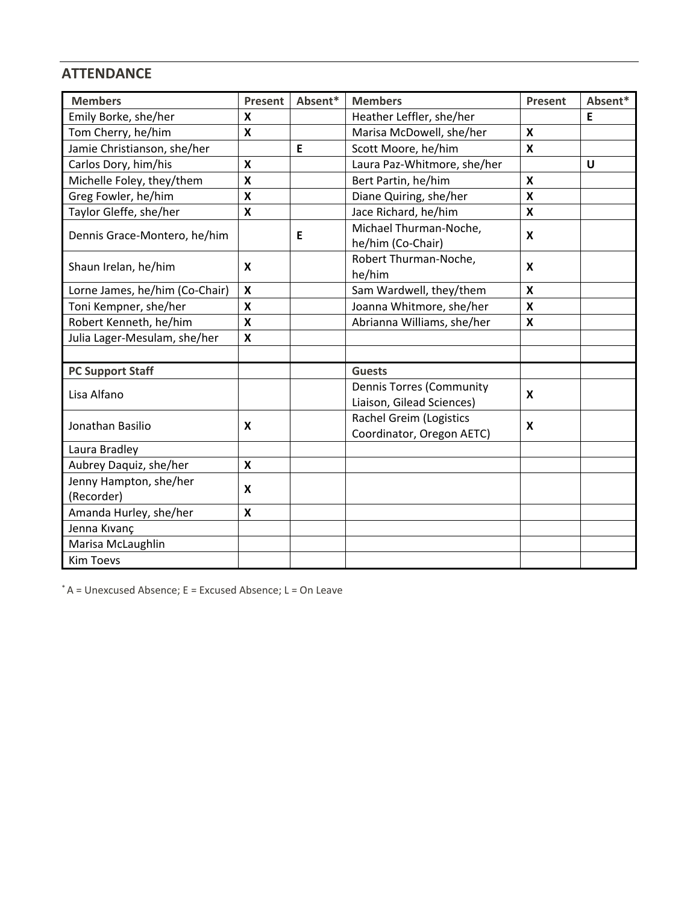## ATTENDANCE

| Members | Present | Absent* | Members | Present | Absent* |
|---|---|---|---|---|---|
| Emily Borke, she/her | **X** | | Heather Leffler, she/her | | **E** |
| Tom Cherry, he/him | **X** | | Marisa McDowell, she/her | **X** | |
| Jamie Christianson, she/her | | **E** | Scott Moore, he/him | **X** | |
| Carlos Dory, him/his | **X** | | Laura Paz-Whitmore, she/her | | **U** |
| Michelle Foley, they/them | **X** | | Bert Partin, he/him | **X** | |
| Greg Fowler, he/him | **X** | | Diane Quiring, she/her | **X** | |
| Taylor Gleffe, she/her | **X** | | Jace Richard, he/him | **X** | |
| Dennis Grace-Montero, he/him | | **E** | Michael Thurman-Noche, he/him (Co-Chair) | **X** | |
| Shaun Irelan, he/him | **X** | | Robert Thurman-Noche, he/him | **X** | |
| Lorne James, he/him (Co-Chair) | **X** | | Sam Wardwell, they/them | **X** | |
| Toni Kempner, she/her | **X** | | Joanna Whitmore, she/her | **X** | |
| Robert Kenneth, he/him | **X** | | Abrianna Williams, she/her | **X** | |
| Julia Lager-Mesulam, she/her | **X** | | | | |
| | | | | | |
| **PC Support Staff** | | | **Guests** | | |
| Lisa Alfano | | | Dennis Torres (Community Liaison, Gilead Sciences) | **X** | |
| Jonathan Basilio | **X** | | Rachel Greim (Logistics Coordinator, Oregon AETC) | **X** | |
| Laura Bradley | | | | | |
| Aubrey Daquiz, she/her | **X** | | | | |
| Jenny Hampton, she/her (Recorder) | **X** | | | | |
| Amanda Hurley, she/her | **X** | | | | |
| Jenna Kıvanç | | | | | |
| Marisa McLaughlin | | | | | |
| Kim Toevs | | | | | |

* A = Unexcused Absence; E = Excused Absence; L = On Leave